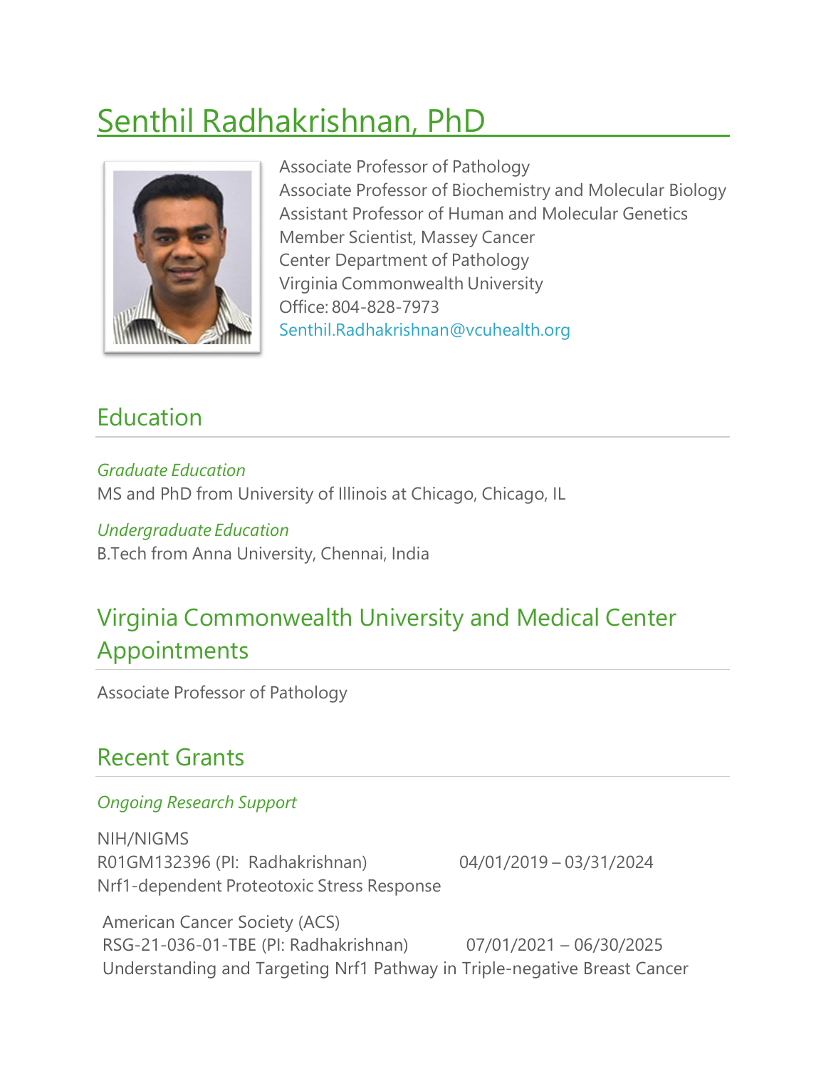# Senthil Radhakrishnan, PhD

Associate Professor of Pathology
Associate Professor of Biochemistry and Molecular Biology
Assistant Professor of Human and Molecular Genetics
Member Scientist, Massey Cancer
Center Department of Pathology
Virginia Commonwealth University
Office: 804-828-7973
Senthil.Radhakrishnan@vcuhealth.org

## Education

*Graduate Education*
MS and PhD from University of Illinois at Chicago, Chicago, IL

*Undergraduate Education*
B.Tech from Anna University, Chennai, India

## Virginia Commonwealth University and Medical Center Appointments

Associate Professor of Pathology

## Recent Grants

*Ongoing Research Support*

NIH/NIGMS
R01GM132396 (PI: Radhakrishnan) 04/01/2019 – 03/31/2024
Nrf1-dependent Proteotoxic Stress Response

American Cancer Society (ACS)
RSG-21-036-01-TBE (PI: Radhakrishnan) 07/01/2021 – 06/30/2025
Understanding and Targeting Nrf1 Pathway in Triple-negative Breast Cancer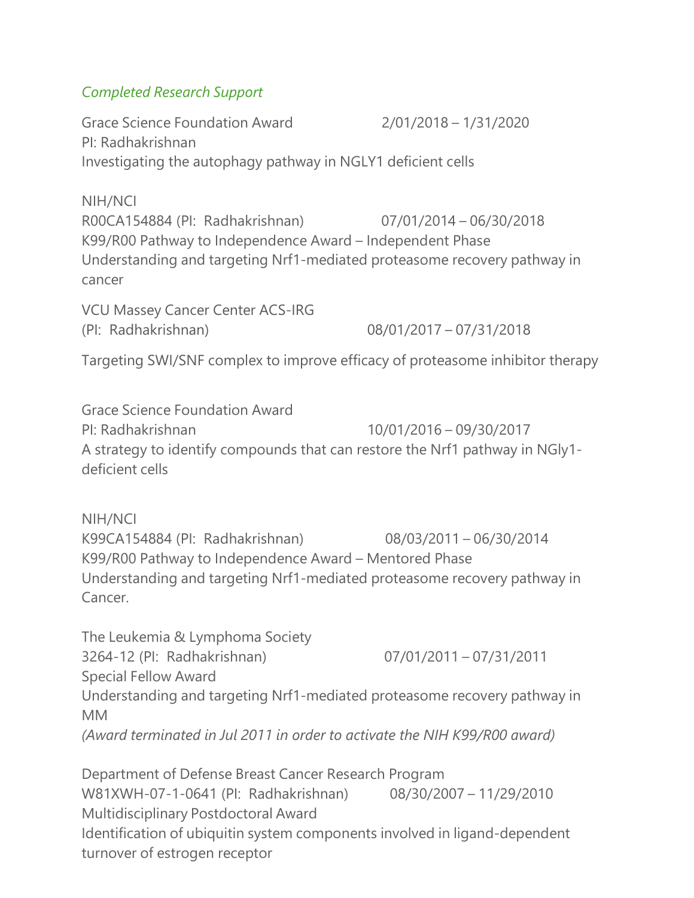*Completed Research Support*

Grace Science Foundation Award 2/01/2018 – 1/31/2020
PI: Radhakrishnan
Investigating the autophagy pathway in NGLY1 deficient cells

NIH/NCI
R00CA154884 (PI: Radhakrishnan) 07/01/2014 – 06/30/2018
K99/R00 Pathway to Independence Award – Independent Phase
Understanding and targeting Nrf1-mediated proteasome recovery pathway in cancer

VCU Massey Cancer Center ACS-IRG
(PI: Radhakrishnan) 08/01/2017 – 07/31/2018

Targeting SWI/SNF complex to improve efficacy of proteasome inhibitor therapy

Grace Science Foundation Award
PI: Radhakrishnan 10/01/2016 – 09/30/2017
A strategy to identify compounds that can restore the Nrf1 pathway in NGly1-deficient cells

NIH/NCI
K99CA154884 (PI: Radhakrishnan) 08/03/2011 – 06/30/2014
K99/R00 Pathway to Independence Award – Mentored Phase
Understanding and targeting Nrf1-mediated proteasome recovery pathway in Cancer.

The Leukemia & Lymphoma Society
3264-12 (PI: Radhakrishnan) 07/01/2011 – 07/31/2011
Special Fellow Award
Understanding and targeting Nrf1-mediated proteasome recovery pathway in MM
*(Award terminated in Jul 2011 in order to activate the NIH K99/R00 award)*

Department of Defense Breast Cancer Research Program
W81XWH-07-1-0641 (PI: Radhakrishnan) 08/30/2007 – 11/29/2010
Multidisciplinary Postdoctoral Award
Identification of ubiquitin system components involved in ligand-dependent turnover of estrogen receptor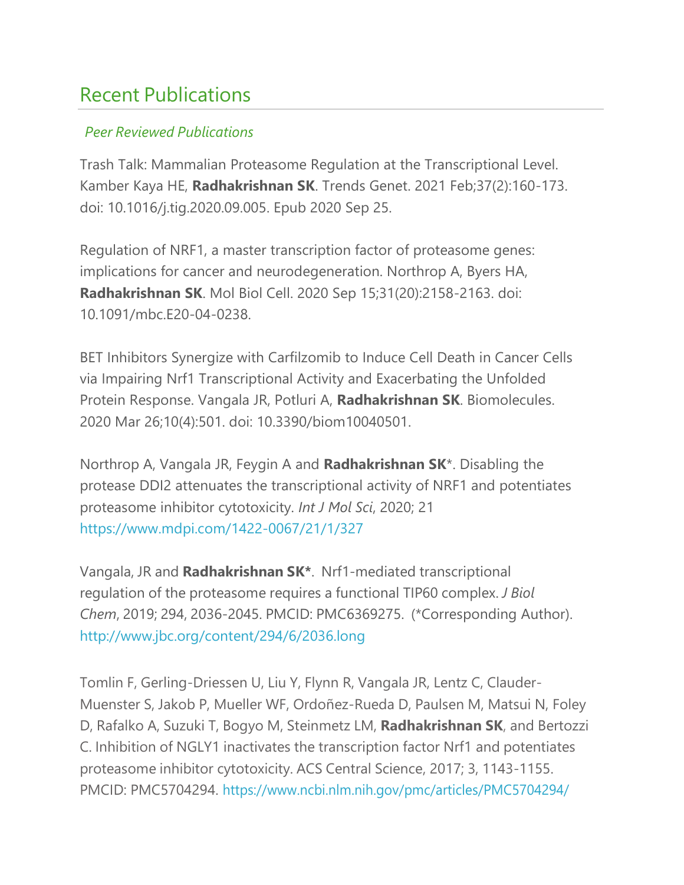## Recent Publications

*Peer Reviewed Publications*

Trash Talk: Mammalian Proteasome Regulation at the Transcriptional Level. Kamber Kaya HE, **Radhakrishnan SK**. Trends Genet. 2021 Feb;37(2):160-173. doi: 10.1016/j.tig.2020.09.005. Epub 2020 Sep 25.

Regulation of NRF1, a master transcription factor of proteasome genes: implications for cancer and neurodegeneration. Northrop A, Byers HA, **Radhakrishnan SK**. Mol Biol Cell. 2020 Sep 15;31(20):2158-2163. doi: 10.1091/mbc.E20-04-0238.

BET Inhibitors Synergize with Carfilzomib to Induce Cell Death in Cancer Cells via Impairing Nrf1 Transcriptional Activity and Exacerbating the Unfolded Protein Response. Vangala JR, Potluri A, **Radhakrishnan SK**. Biomolecules. 2020 Mar 26;10(4):501. doi: 10.3390/biom10040501.

Northrop A, Vangala JR, Feygin A and **Radhakrishnan SK***. Disabling the protease DDI2 attenuates the transcriptional activity of NRF1 and potentiates proteasome inhibitor cytotoxicity. *Int J Mol Sci*, 2020; 21 https://www.mdpi.com/1422-0067/21/1/327

Vangala, JR and **Radhakrishnan SK***. Nrf1-mediated transcriptional regulation of the proteasome requires a functional TIP60 complex. *J Biol Chem*, 2019; 294, 2036-2045. PMCID: PMC6369275. (*Corresponding Author). http://www.jbc.org/content/294/6/2036.long

Tomlin F, Gerling-Driessen U, Liu Y, Flynn R, Vangala JR, Lentz C, Clauder-Muenster S, Jakob P, Mueller WF, Ordoñez-Rueda D, Paulsen M, Matsui N, Foley D, Rafalko A, Suzuki T, Bogyo M, Steinmetz LM, **Radhakrishnan SK**, and Bertozzi C. Inhibition of NGLY1 inactivates the transcription factor Nrf1 and potentiates proteasome inhibitor cytotoxicity. ACS Central Science, 2017; 3, 1143-1155. PMCID: PMC5704294. https://www.ncbi.nlm.nih.gov/pmc/articles/PMC5704294/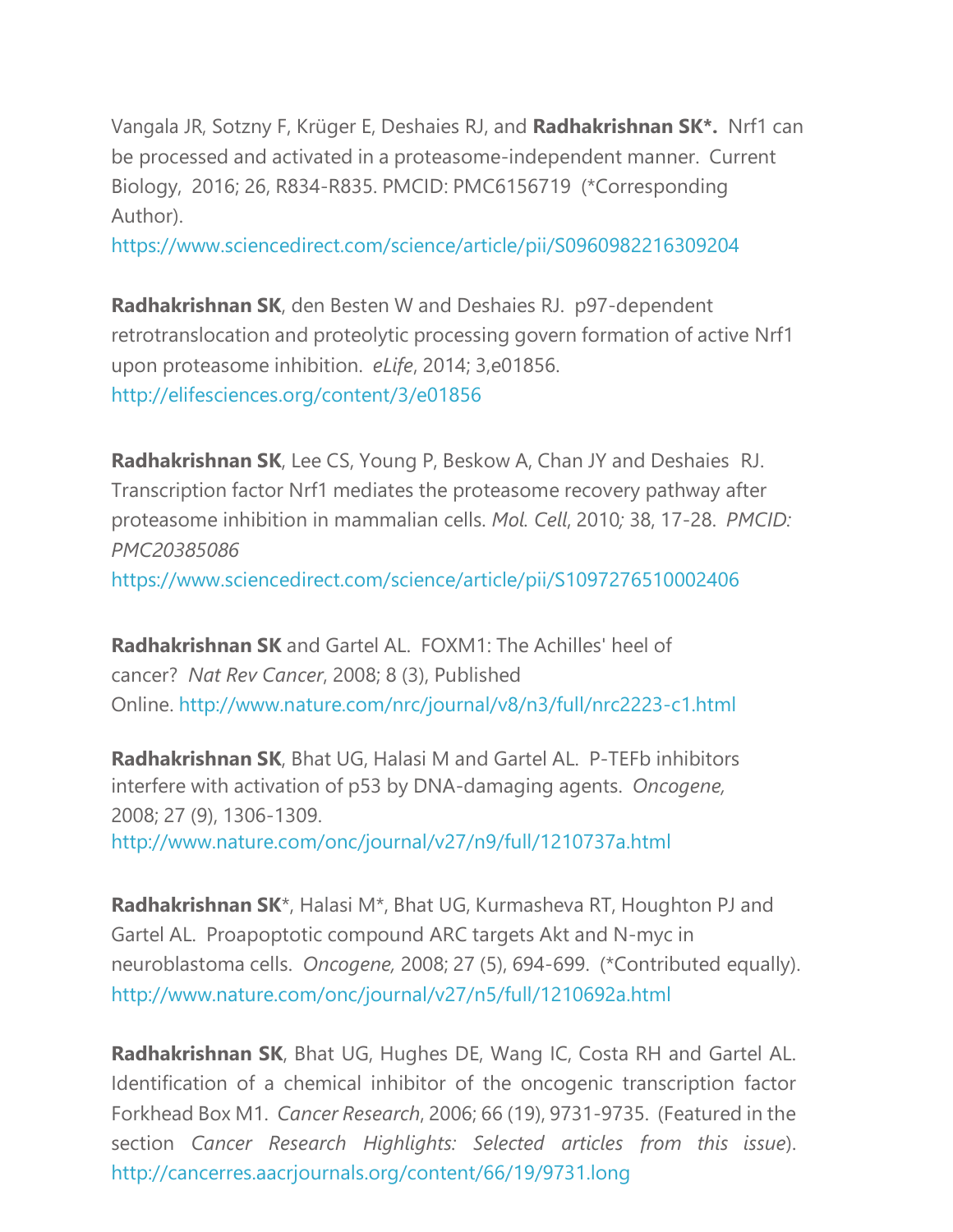Vangala JR, Sotzny F, Krüger E, Deshaies RJ, and **Radhakrishnan SK*.** Nrf1 can be processed and activated in a proteasome-independent manner. Current Biology, 2016; 26, R834-R835. PMCID: PMC6156719 (*Corresponding Author).
https://www.sciencedirect.com/science/article/pii/S0960982216309204

**Radhakrishnan SK**, den Besten W and Deshaies RJ. p97-dependent retrotranslocation and proteolytic processing govern formation of active Nrf1 upon proteasome inhibition. *eLife*, 2014; 3,e01856.
http://elifesciences.org/content/3/e01856

**Radhakrishnan SK**, Lee CS, Young P, Beskow A, Chan JY and Deshaies RJ. Transcription factor Nrf1 mediates the proteasome recovery pathway after proteasome inhibition in mammalian cells. *Mol. Cell*, 2010*;* 38, 17-28. *PMCID: PMC20385086*
https://www.sciencedirect.com/science/article/pii/S1097276510002406

**Radhakrishnan SK** and Gartel AL. FOXM1: The Achilles' heel of cancer? *Nat Rev Cancer*, 2008; 8 (3), Published Online. http://www.nature.com/nrc/journal/v8/n3/full/nrc2223-c1.html

**Radhakrishnan SK**, Bhat UG, Halasi M and Gartel AL. P-TEFb inhibitors interfere with activation of p53 by DNA-damaging agents. *Oncogene,* 2008; 27 (9), 1306-1309.
http://www.nature.com/onc/journal/v27/n9/full/1210737a.html

**Radhakrishnan SK***, Halasi M*, Bhat UG, Kurmasheva RT, Houghton PJ and Gartel AL. Proapoptotic compound ARC targets Akt and N-myc in neuroblastoma cells. *Oncogene,* 2008; 27 (5), 694-699. (*Contributed equally).
http://www.nature.com/onc/journal/v27/n5/full/1210692a.html

**Radhakrishnan SK**, Bhat UG, Hughes DE, Wang IC, Costa RH and Gartel AL. Identification of a chemical inhibitor of the oncogenic transcription factor Forkhead Box M1. *Cancer Research*, 2006; 66 (19), 9731-9735. (Featured in the section *Cancer Research Highlights: Selected articles from this issue*).
http://cancerres.aacrjournals.org/content/66/19/9731.long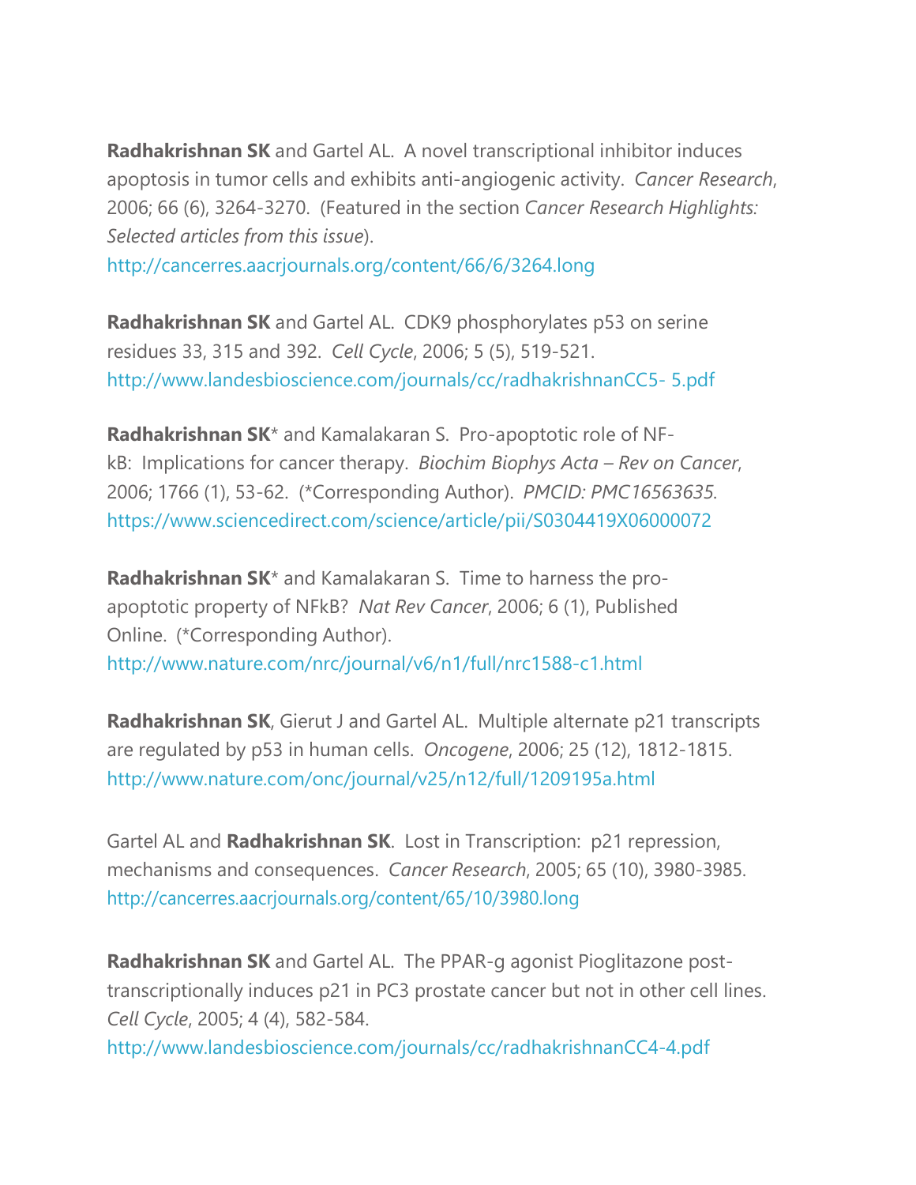**Radhakrishnan SK** and Gartel AL. A novel transcriptional inhibitor induces apoptosis in tumor cells and exhibits anti-angiogenic activity. *Cancer Research*, 2006; 66 (6), 3264-3270. (Featured in the section *Cancer Research Highlights: Selected articles from this issue*).
http://cancerres.aacrjournals.org/content/66/6/3264.long

**Radhakrishnan SK** and Gartel AL. CDK9 phosphorylates p53 on serine residues 33, 315 and 392. *Cell Cycle*, 2006; 5 (5), 519-521.
http://www.landesbioscience.com/journals/cc/radhakrishnanCC5- 5.pdf

**Radhakrishnan SK*** and Kamalakaran S. Pro-apoptotic role of NF-kB: Implications for cancer therapy. *Biochim Biophys Acta – Rev on Cancer*, 2006; 1766 (1), 53-62. (*Corresponding Author). *PMCID: PMC16563635.*
https://www.sciencedirect.com/science/article/pii/S0304419X06000072

**Radhakrishnan SK*** and Kamalakaran S. Time to harness the pro-apoptotic property of NFkB? *Nat Rev Cancer*, 2006; 6 (1), Published Online. (*Corresponding Author).
http://www.nature.com/nrc/journal/v6/n1/full/nrc1588-c1.html

**Radhakrishnan SK**, Gierut J and Gartel AL. Multiple alternate p21 transcripts are regulated by p53 in human cells. *Oncogene*, 2006; 25 (12), 1812-1815.
http://www.nature.com/onc/journal/v25/n12/full/1209195a.html

Gartel AL and **Radhakrishnan SK**. Lost in Transcription: p21 repression, mechanisms and consequences. *Cancer Research*, 2005; 65 (10), 3980-3985.
http://cancerres.aacrjournals.org/content/65/10/3980.long

**Radhakrishnan SK** and Gartel AL. The PPAR-g agonist Pioglitazone post-transcriptionally induces p21 in PC3 prostate cancer but not in other cell lines. *Cell Cycle*, 2005; 4 (4), 582-584.
http://www.landesbioscience.com/journals/cc/radhakrishnanCC4-4.pdf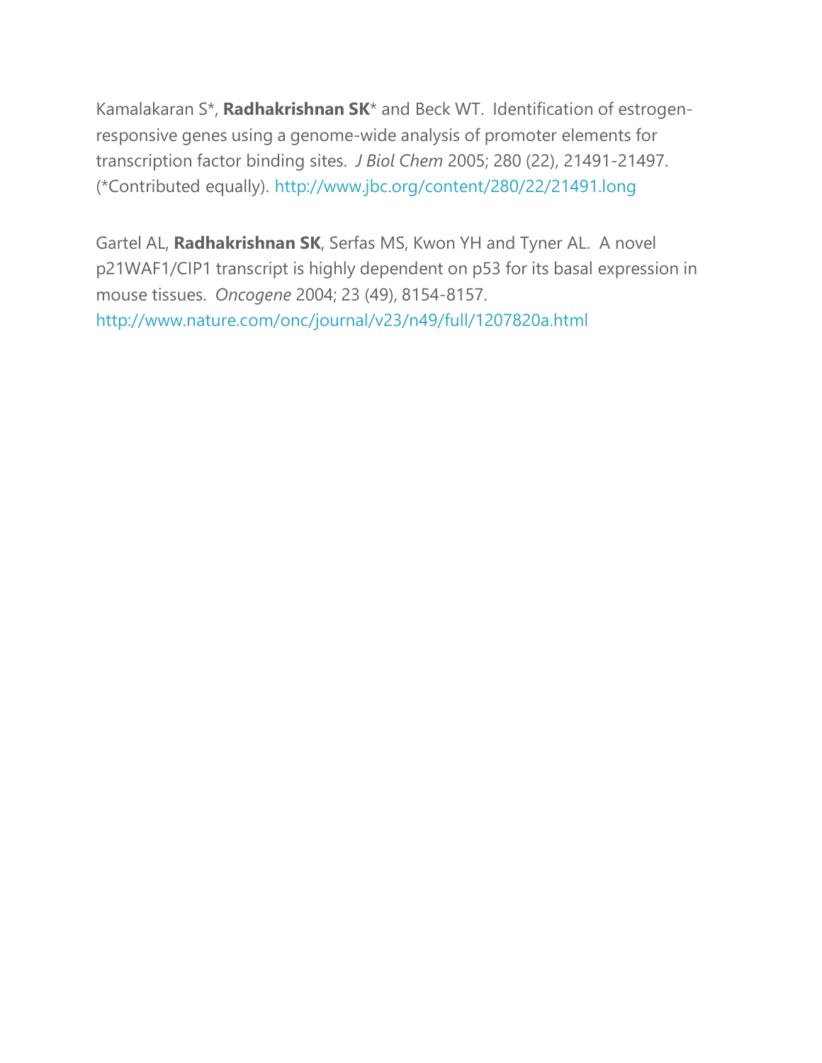Kamalakaran S*, **Radhakrishnan SK*** and Beck WT. Identification of estrogen-responsive genes using a genome-wide analysis of promoter elements for transcription factor binding sites. *J Biol Chem* 2005; 280 (22), 21491-21497. (*Contributed equally). http://www.jbc.org/content/280/22/21491.long

Gartel AL, **Radhakrishnan SK**, Serfas MS, Kwon YH and Tyner AL. A novel p21WAF1/CIP1 transcript is highly dependent on p53 for its basal expression in mouse tissues. *Oncogene* 2004; 23 (49), 8154-8157. http://www.nature.com/onc/journal/v23/n49/full/1207820a.html